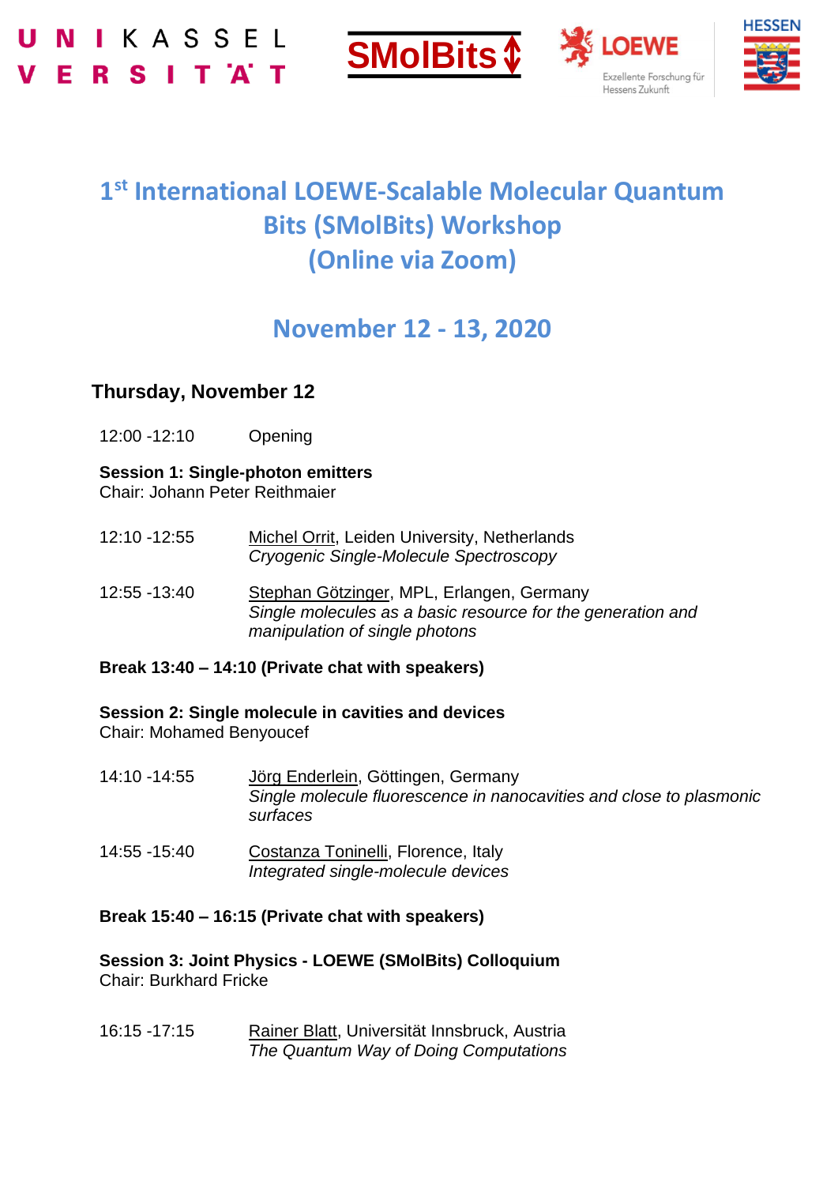UNI KASSEL VERSITÄT

SMolBits

LOEWE Exzellente Forschung für Hessens Zukunft

HESSEN

# 1st International LOEWE-Scalable Molecular Quantum Bits (SMolBits) Workshop (Online via Zoom)

## November 12 - 13, 2020

### Thursday, November 12

12:00 -12:10 Opening

**Session 1: Single-photon emitters**
Chair: Johann Peter Reithmaier

12:10 -12:55 Michel Orrit, Leiden University, Netherlands
*Cryogenic Single-Molecule Spectroscopy*

12:55 -13:40 Stephan Götzinger, MPL, Erlangen, Germany
*Single molecules as a basic resource for the generation and manipulation of single photons*

**Break 13:40 – 14:10 (Private chat with speakers)**

**Session 2: Single molecule in cavities and devices**
Chair: Mohamed Benyoucef

14:10 -14:55 Jörg Enderlein, Göttingen, Germany
*Single molecule fluorescence in nanocavities and close to plasmonic surfaces*

14:55 -15:40 Costanza Toninelli, Florence, Italy
*Integrated single-molecule devices*

**Break 15:40 – 16:15 (Private chat with speakers)**

**Session 3: Joint Physics - LOEWE (SMolBits) Colloquium**
Chair: Burkhard Fricke

16:15 -17:15 Rainer Blatt, Universität Innsbruck, Austria
*The Quantum Way of Doing Computations*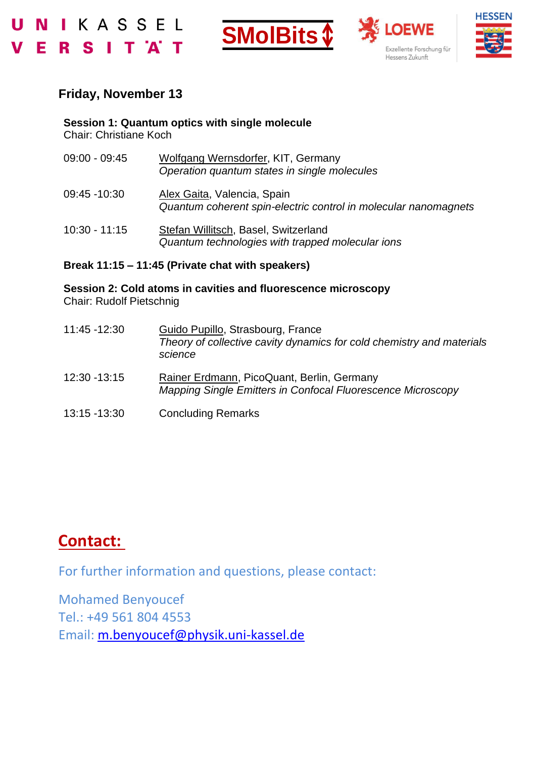UNIKASSEL VERSITÄT

SMolBits

LOEWE Exzellente Forschung für Hessens Zukunft

HESSEN

## Friday, November 13

**Session 1: Quantum optics with single molecule**
Chair: Christiane Koch

| | |
|---|---|
| 09:00 - 09:45 | Wolfgang Wernsdorfer, KIT, Germany<br>*Operation quantum states in single molecules* |
| 09:45 -10:30 | Alex Gaita, Valencia, Spain<br>*Quantum coherent spin-electric control in molecular nanomagnets* |
| 10:30 - 11:15 | Stefan Willitsch, Basel, Switzerland<br>*Quantum technologies with trapped molecular ions* |

**Break 11:15 – 11:45 (Private chat with speakers)**

**Session 2: Cold atoms in cavities and fluorescence microscopy**
Chair: Rudolf Pietschnig

| | |
|---|---|
| 11:45 -12:30 | Guido Pupillo, Strasbourg, France<br>*Theory of collective cavity dynamics for cold chemistry and materials science* |
| 12:30 -13:15 | Rainer Erdmann, PicoQuant, Berlin, Germany<br>*Mapping Single Emitters in Confocal Fluorescence Microscopy* |
| 13:15 -13:30 | Concluding Remarks |

## Contact:

For further information and questions, please contact:

Mohamed Benyoucef
Tel.: +49 561 804 4553
Email: m.benyoucef@physik.uni-kassel.de